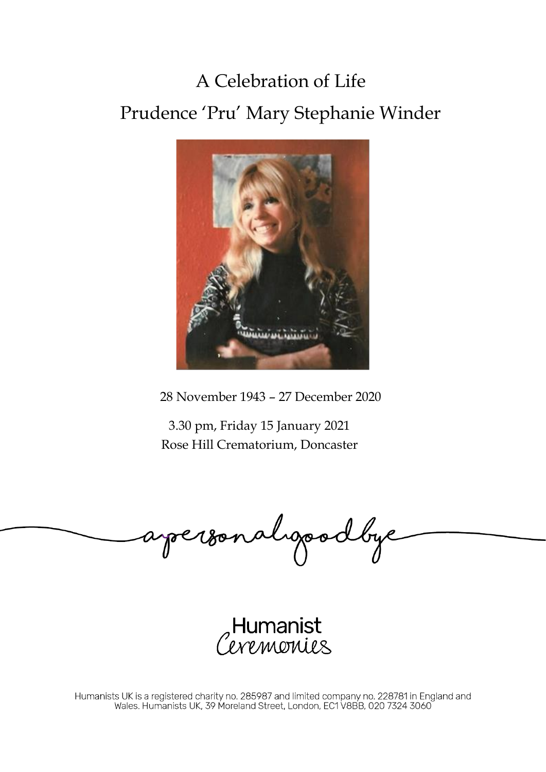# A Celebration of Life

# Prudence 'Pru' Mary Stephanie Winder

28 November 1943 – 27 December 2020

3.30 pm, Friday 15 January 2021

Rose Hill Crematorium, Doncaster

a personal goodbye

Humanist Ceremonies

Humanists UK is a registered charity no. 285987 and limited company no. 228781 in England and Wales. Humanists UK, 39 Moreland Street, London, EC1V 8BB, 020 7324 3060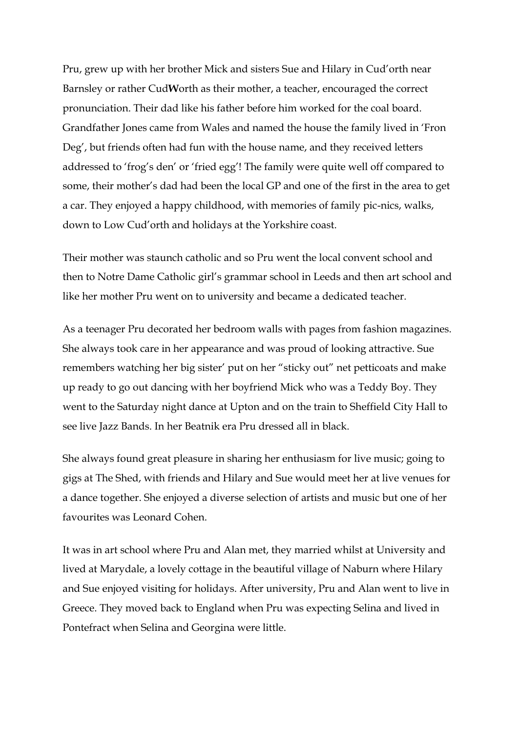Pru, grew up with her brother Mick and sisters Sue and Hilary in Cud'orth near Barnsley or rather Cud**W**orth as their mother, a teacher, encouraged the correct pronunciation. Their dad like his father before him worked for the coal board. Grandfather Jones came from Wales and named the house the family lived in 'Fron Deg', but friends often had fun with the house name, and they received letters addressed to 'frog's den' or 'fried egg'! The family were quite well off compared to some, their mother's dad had been the local GP and one of the first in the area to get a car. They enjoyed a happy childhood, with memories of family pic-nics, walks, down to Low Cud'orth and holidays at the Yorkshire coast.

Their mother was staunch catholic and so Pru went the local convent school and then to Notre Dame Catholic girl's grammar school in Leeds and then art school and like her mother Pru went on to university and became a dedicated teacher.

As a teenager Pru decorated her bedroom walls with pages from fashion magazines. She always took care in her appearance and was proud of looking attractive. Sue remembers watching her big sister' put on her "sticky out" net petticoats and make up ready to go out dancing with her boyfriend Mick who was a Teddy Boy. They went to the Saturday night dance at Upton and on the train to Sheffield City Hall to see live Jazz Bands. In her Beatnik era Pru dressed all in black.

She always found great pleasure in sharing her enthusiasm for live music; going to gigs at The Shed, with friends and Hilary and Sue would meet her at live venues for a dance together. She enjoyed a diverse selection of artists and music but one of her favourites was Leonard Cohen.

It was in art school where Pru and Alan met, they married whilst at University and lived at Marydale, a lovely cottage in the beautiful village of Naburn where Hilary and Sue enjoyed visiting for holidays. After university, Pru and Alan went to live in Greece. They moved back to England when Pru was expecting Selina and lived in Pontefract when Selina and Georgina were little.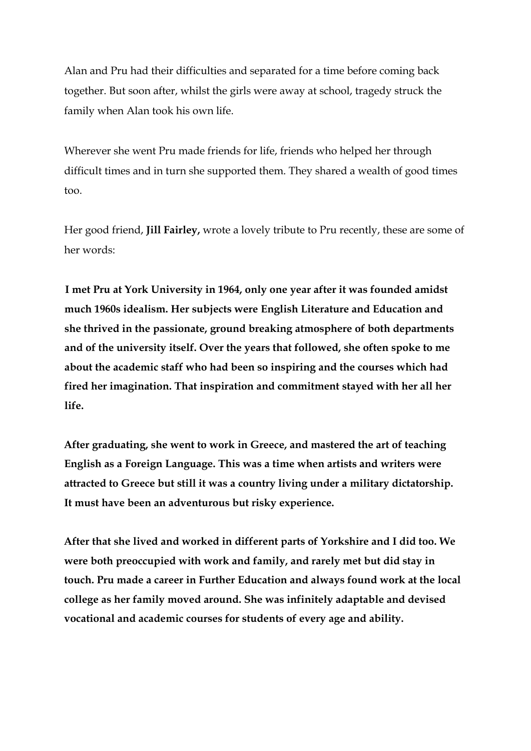Alan and Pru had their difficulties and separated for a time before coming back together. But soon after, whilst the girls were away at school, tragedy struck the family when Alan took his own life.

Wherever she went Pru made friends for life, friends who helped her through difficult times and in turn she supported them. They shared a wealth of good times too.

Her good friend, **Jill Fairley,** wrote a lovely tribute to Pru recently, these are some of her words:

**I met Pru at York University in 1964, only one year after it was founded amidst much 1960s idealism. Her subjects were English Literature and Education and she thrived in the passionate, ground breaking atmosphere of both departments and of the university itself. Over the years that followed, she often spoke to me about the academic staff who had been so inspiring and the courses which had fired her imagination. That inspiration and commitment stayed with her all her life.**

**After graduating, she went to work in Greece, and mastered the art of teaching English as a Foreign Language. This was a time when artists and writers were attracted to Greece but still it was a country living under a military dictatorship. It must have been an adventurous but risky experience.**

**After that she lived and worked in different parts of Yorkshire and I did too. We were both preoccupied with work and family, and rarely met but did stay in touch. Pru made a career in Further Education and always found work at the local college as her family moved around. She was infinitely adaptable and devised vocational and academic courses for students of every age and ability.**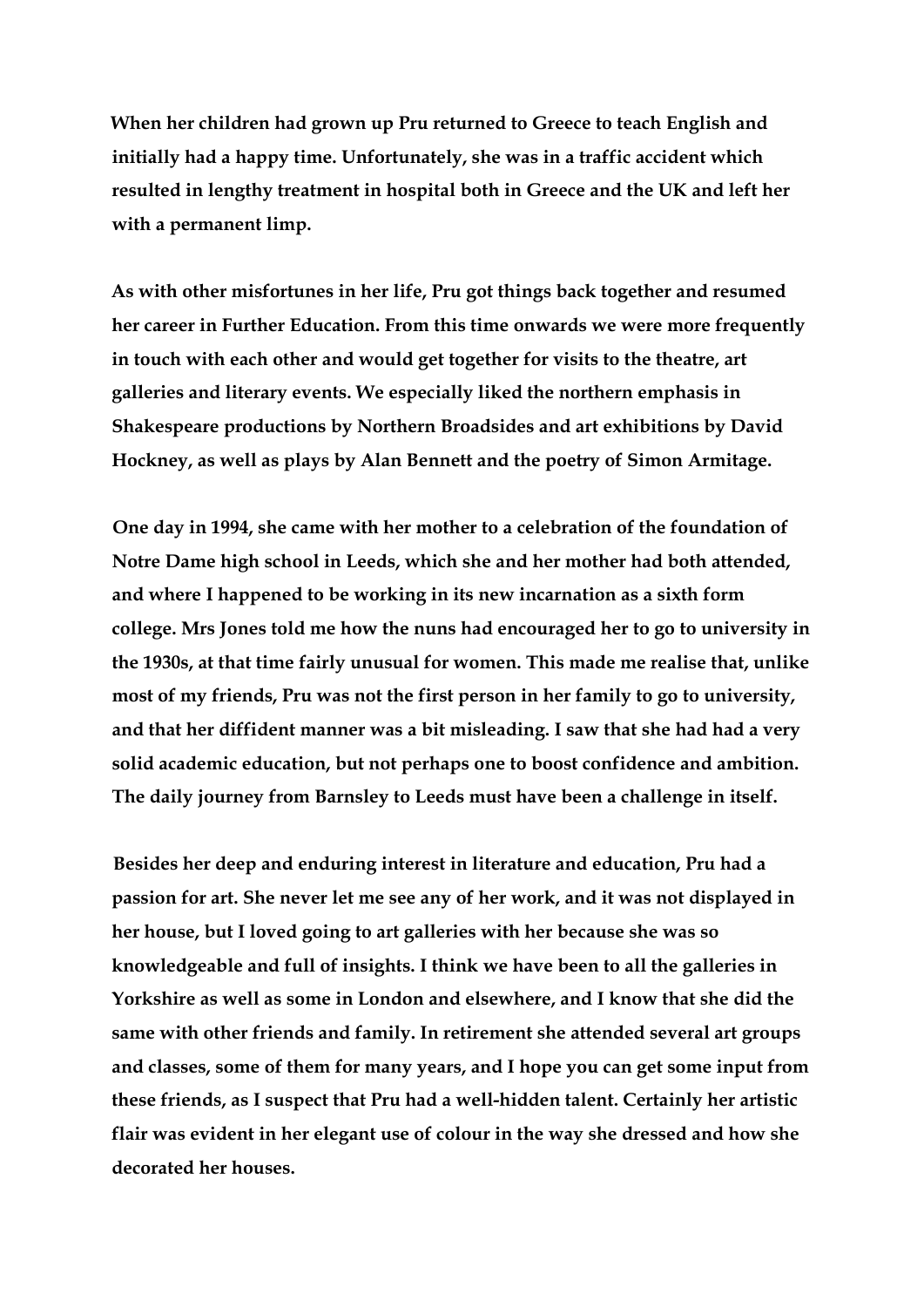**When her children had grown up Pru returned to Greece to teach English and initially had a happy time. Unfortunately, she was in a traffic accident which resulted in lengthy treatment in hospital both in Greece and the UK and left her with a permanent limp.**

**As with other misfortunes in her life, Pru got things back together and resumed her career in Further Education. From this time onwards we were more frequently in touch with each other and would get together for visits to the theatre, art galleries and literary events. We especially liked the northern emphasis in Shakespeare productions by Northern Broadsides and art exhibitions by David Hockney, as well as plays by Alan Bennett and the poetry of Simon Armitage.**

**One day in 1994, she came with her mother to a celebration of the foundation of Notre Dame high school in Leeds, which she and her mother had both attended, and where I happened to be working in its new incarnation as a sixth form college. Mrs Jones told me how the nuns had encouraged her to go to university in the 1930s, at that time fairly unusual for women. This made me realise that, unlike most of my friends, Pru was not the first person in her family to go to university, and that her diffident manner was a bit misleading. I saw that she had had a very solid academic education, but not perhaps one to boost confidence and ambition. The daily journey from Barnsley to Leeds must have been a challenge in itself.**

**Besides her deep and enduring interest in literature and education, Pru had a passion for art. She never let me see any of her work, and it was not displayed in her house, but I loved going to art galleries with her because she was so knowledgeable and full of insights. I think we have been to all the galleries in Yorkshire as well as some in London and elsewhere, and I know that she did the same with other friends and family. In retirement she attended several art groups and classes, some of them for many years, and I hope you can get some input from these friends, as I suspect that Pru had a well-hidden talent. Certainly her artistic flair was evident in her elegant use of colour in the way she dressed and how she decorated her houses.**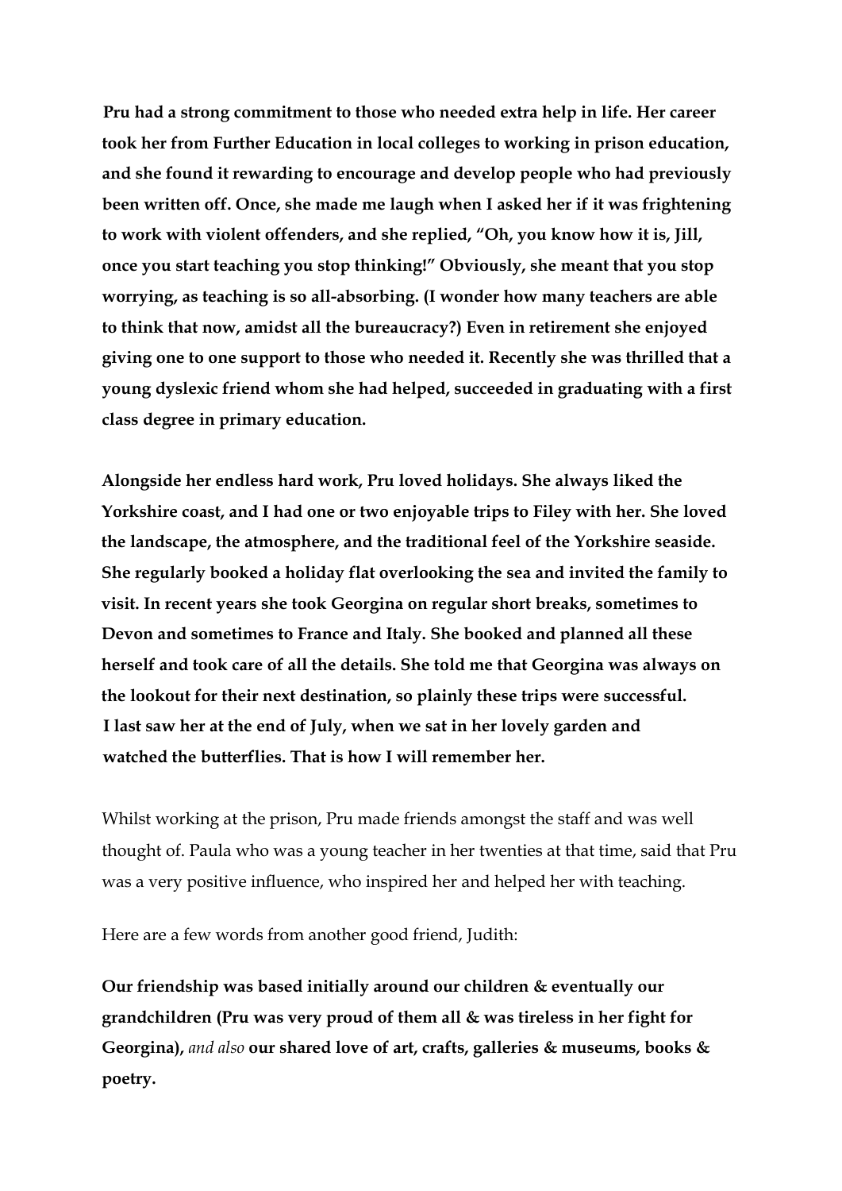**Pru had a strong commitment to those who needed extra help in life. Her career took her from Further Education in local colleges to working in prison education, and she found it rewarding to encourage and develop people who had previously been written off. Once, she made me laugh when I asked her if it was frightening to work with violent offenders, and she replied, "Oh, you know how it is, Jill, once you start teaching you stop thinking!" Obviously, she meant that you stop worrying, as teaching is so all-absorbing. (I wonder how many teachers are able to think that now, amidst all the bureaucracy?) Even in retirement she enjoyed giving one to one support to those who needed it. Recently she was thrilled that a young dyslexic friend whom she had helped, succeeded in graduating with a first class degree in primary education.**

**Alongside her endless hard work, Pru loved holidays. She always liked the Yorkshire coast, and I had one or two enjoyable trips to Filey with her. She loved the landscape, the atmosphere, and the traditional feel of the Yorkshire seaside. She regularly booked a holiday flat overlooking the sea and invited the family to visit. In recent years she took Georgina on regular short breaks, sometimes to Devon and sometimes to France and Italy. She booked and planned all these herself and took care of all the details. She told me that Georgina was always on the lookout for their next destination, so plainly these trips were successful. I last saw her at the end of July, when we sat in her lovely garden and watched the butterflies. That is how I will remember her.**

Whilst working at the prison, Pru made friends amongst the staff and was well thought of. Paula who was a young teacher in her twenties at that time, said that Pru was a very positive influence, who inspired her and helped her with teaching.

Here are a few words from another good friend, Judith:

**Our friendship was based initially around our children & eventually our grandchildren (Pru was very proud of them all & was tireless in her fight for Georgina),** *and also* **our shared love of art, crafts, galleries & museums, books & poetry.**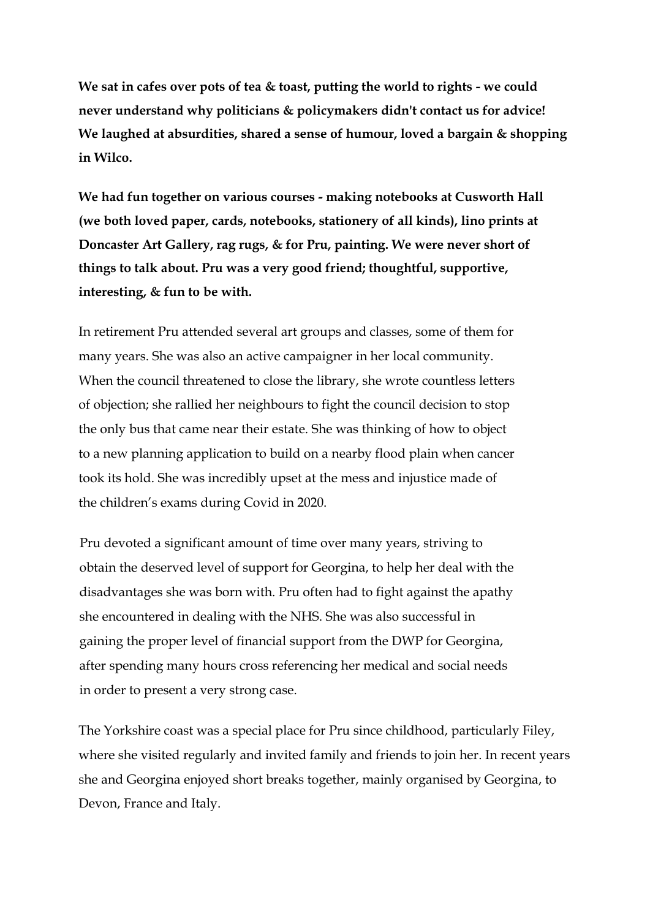**We sat in cafes over pots of tea & toast, putting the world to rights - we could never understand why politicians & policymakers didn't contact us for advice! We laughed at absurdities, shared a sense of humour, loved a bargain & shopping in Wilco.**

**We had fun together on various courses - making notebooks at Cusworth Hall (we both loved paper, cards, notebooks, stationery of all kinds), lino prints at Doncaster Art Gallery, rag rugs, & for Pru, painting. We were never short of things to talk about. Pru was a very good friend; thoughtful, supportive, interesting, & fun to be with.**

In retirement Pru attended several art groups and classes, some of them for many years. She was also an active campaigner in her local community. When the council threatened to close the library, she wrote countless letters of objection; she rallied her neighbours to fight the council decision to stop the only bus that came near their estate. She was thinking of how to object to a new planning application to build on a nearby flood plain when cancer took its hold. She was incredibly upset at the mess and injustice made of the children's exams during Covid in 2020.

Pru devoted a significant amount of time over many years, striving to obtain the deserved level of support for Georgina, to help her deal with the disadvantages she was born with. Pru often had to fight against the apathy she encountered in dealing with the NHS. She was also successful in gaining the proper level of financial support from the DWP for Georgina, after spending many hours cross referencing her medical and social needs in order to present a very strong case.

The Yorkshire coast was a special place for Pru since childhood, particularly Filey, where she visited regularly and invited family and friends to join her. In recent years she and Georgina enjoyed short breaks together, mainly organised by Georgina, to Devon, France and Italy.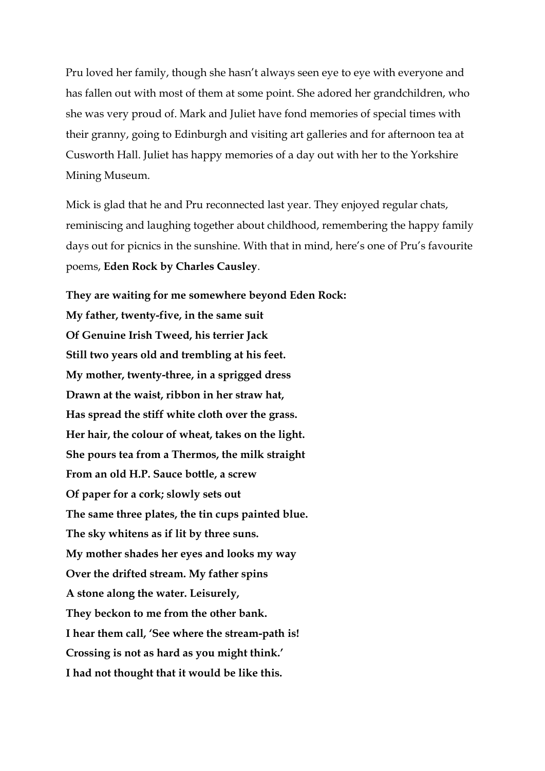Pru loved her family, though she hasn't always seen eye to eye with everyone and has fallen out with most of them at some point. She adored her grandchildren, who she was very proud of. Mark and Juliet have fond memories of special times with their granny, going to Edinburgh and visiting art galleries and for afternoon tea at Cusworth Hall. Juliet has happy memories of a day out with her to the Yorkshire Mining Museum.

Mick is glad that he and Pru reconnected last year. They enjoyed regular chats, reminiscing and laughing together about childhood, remembering the happy family days out for picnics in the sunshine. With that in mind, here's one of Pru's favourite poems, **Eden Rock by Charles Causley**.

**They are waiting for me somewhere beyond Eden Rock:**
**My father, twenty-five, in the same suit**
**Of Genuine Irish Tweed, his terrier Jack**
**Still two years old and trembling at his feet.**
**My mother, twenty-three, in a sprigged dress**
**Drawn at the waist, ribbon in her straw hat,**
**Has spread the stiff white cloth over the grass.**
**Her hair, the colour of wheat, takes on the light.**
**She pours tea from a Thermos, the milk straight**
**From an old H.P. Sauce bottle, a screw**
**Of paper for a cork; slowly sets out**
**The same three plates, the tin cups painted blue.**
**The sky whitens as if lit by three suns.**
**My mother shades her eyes and looks my way**
**Over the drifted stream. My father spins**
**A stone along the water. Leisurely,**
**They beckon to me from the other bank.**
**I hear them call, 'See where the stream-path is!**
**Crossing is not as hard as you might think.'**
**I had not thought that it would be like this.**